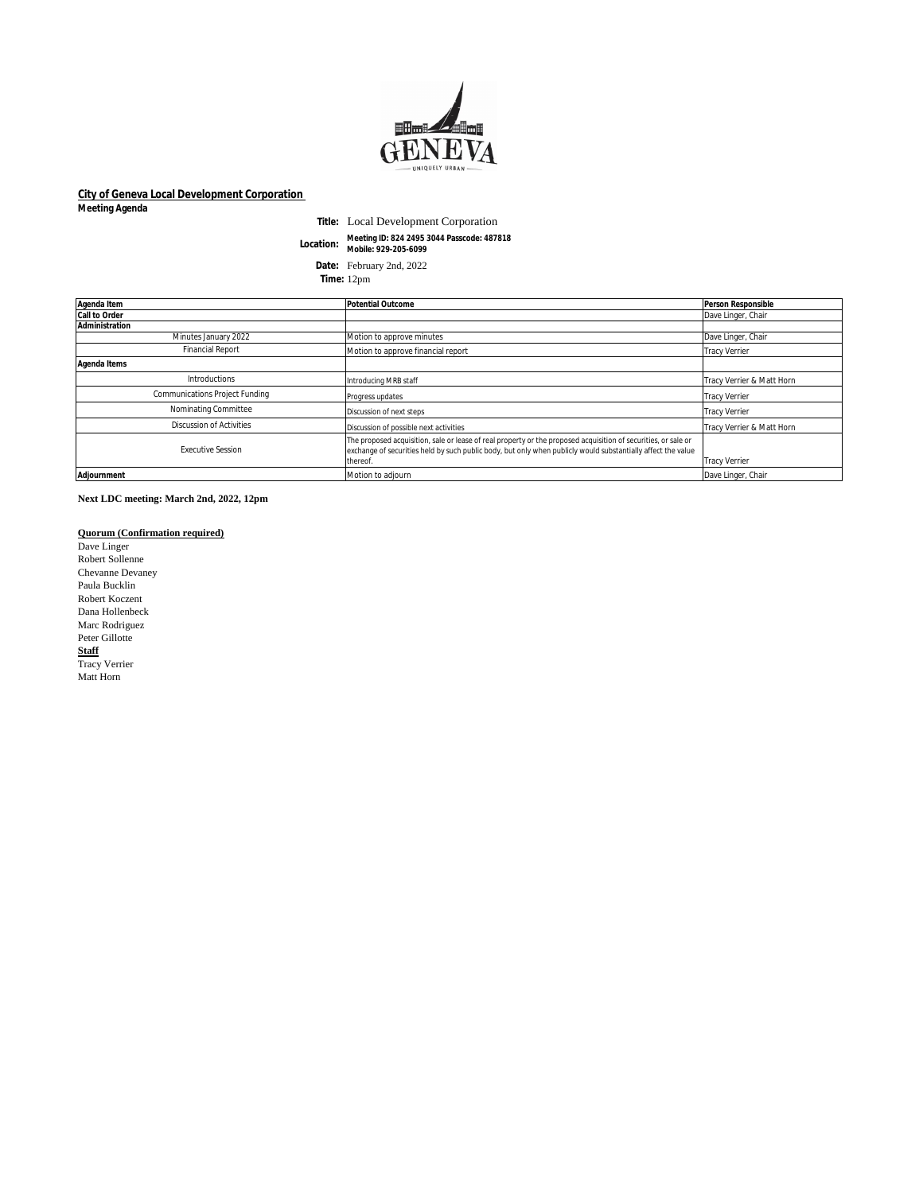GENEVA

UNIQUELY URBAN

**City of Geneva Local Development Corporation**

**Meeting Agenda**

**Title:** Local Development Corporation

**Location:** Meeting ID: 824 2495 3044 Passcode: 487818
Mobile: 929-205-6099

**Date:** February 2nd, 2022

**Time:** 12pm

| Agenda Item | Potential Outcome | Person Responsible |
|---|---|---|
| **Call to Order** | | Dave Linger, Chair |
| **Administration** | | |
| Minutes January 2022 | Motion to approve minutes | Dave Linger, Chair |
| Financial Report | Motion to approve financial report | Tracy Verrier |
| **Agenda Items** | | |
| Introductions | Introducing MRB staff | Tracy Verrier & Matt Horn |
| Communications Project Funding | Progress updates | Tracy Verrier |
| Nominating Committee | Discussion of next steps | Tracy Verrier |
| Discussion of Activities | Discussion of possible next activities | Tracy Verrier & Matt Horn |
| Executive Session | The proposed acquisition, sale or lease of real property or the proposed acquisition of securities, or sale or exchange of securities held by such public body, but only when publicly would substantially affect the value thereof. | Tracy Verrier |
| **Adjournment** | Motion to adjourn | Dave Linger, Chair |

**Next LDC meeting: March 2nd, 2022, 12pm**

**Quorum (Confirmation required)**

Dave Linger
Robert Sollenne
Chevanne Devaney
Paula Bucklin
Robert Koczent
Dana Hollenbeck
Marc Rodriguez
Peter Gillotte

**Staff**

Tracy Verrier
Matt Horn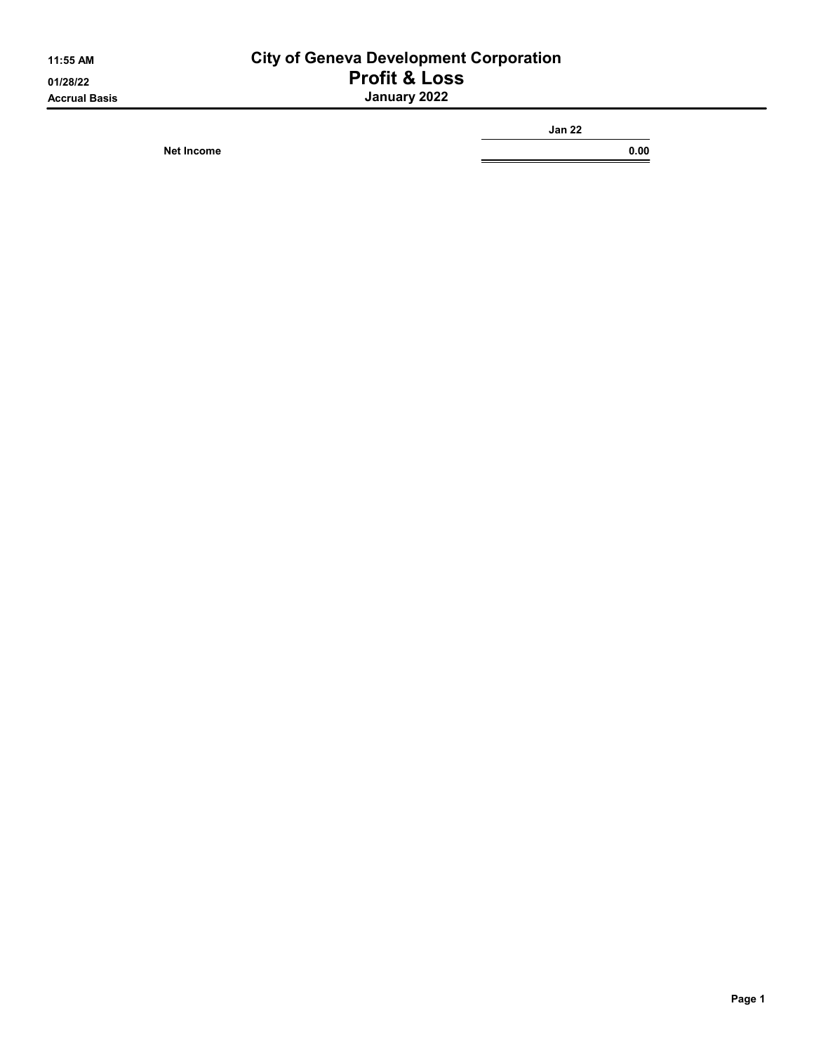11:55 AM
01/28/22
Accrual Basis

# City of Geneva Development Corporation
## Profit & Loss
### January 2022

| | Jan 22 |
|---|---|
| Net Income | 0.00 |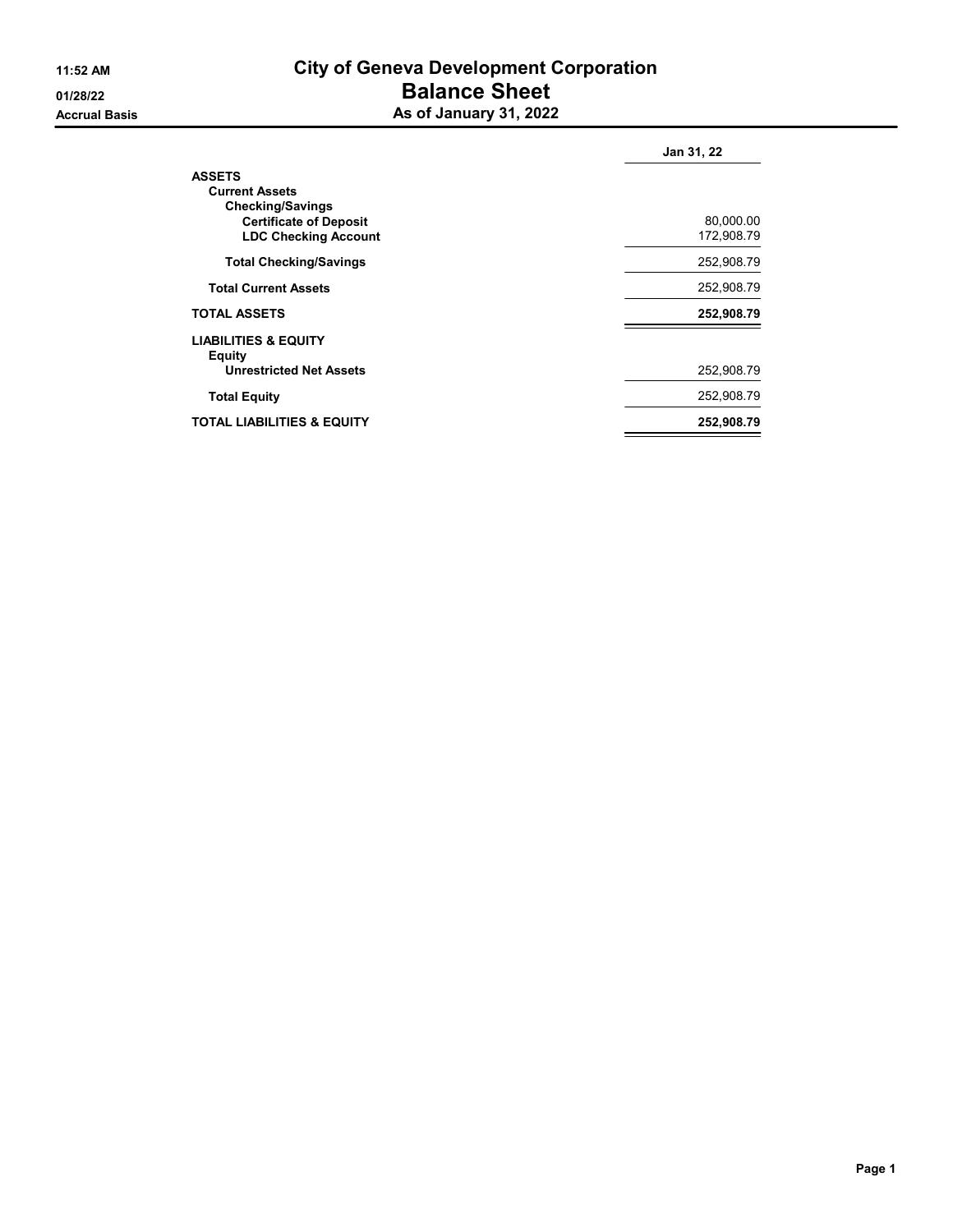11:52 AM
01/28/22
Accrual Basis

# City of Geneva Development Corporation
## Balance Sheet
### As of January 31, 2022

| | Jan 31, 22 |
|---|---|
| **ASSETS** | |
| **Current Assets** | |
| **Checking/Savings** | |
| **Certificate of Deposit** | 80,000.00 |
| **LDC Checking Account** | 172,908.79 |
| **Total Checking/Savings** | 252,908.79 |
| **Total Current Assets** | 252,908.79 |
| **TOTAL ASSETS** | **252,908.79** |
| **LIABILITIES & EQUITY** | |
| **Equity** | |
| **Unrestricted Net Assets** | 252,908.79 |
| **Total Equity** | 252,908.79 |
| **TOTAL LIABILITIES & EQUITY** | **252,908.79** |